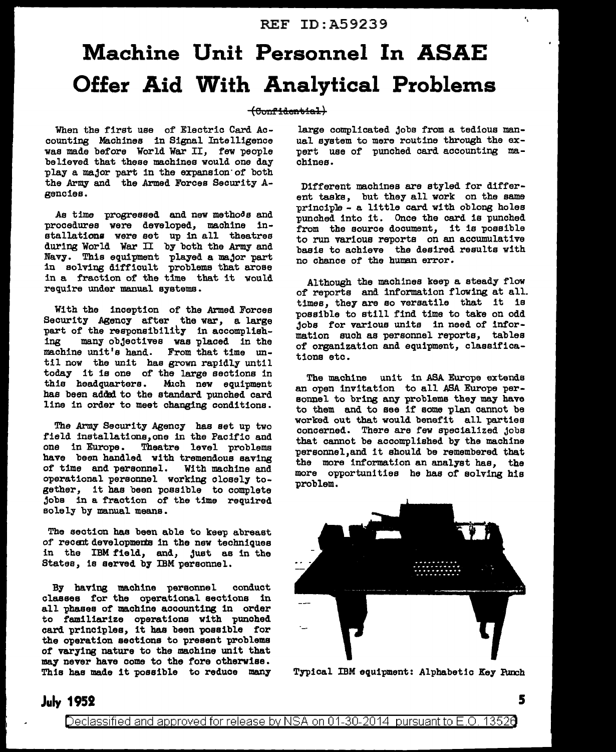# Machine Unit Personnel In ASAE Offer Aid With Analytical Problems

~~(Confidential)~~

When the first use of Electric Card Accounting Machines in Signal Intelligence was made before World War II, few people believed that these machines would one day play a major part in the expansion of both the Army and the Armed Forces Security Agencies.

As time progressed and new methods and procedures were developed, machine installations were set up in all theatres during World War II by both the Army and Navy. This equipment played a major part in solving difficult problems that arose in a fraction of the time that it would require under manual systems.

With the inception of the Armed Forces Security Agency after the war, a large part of the responsibility in accomplishing many objectives was placed in the machine unit's hand. From that time until now the unit has grown rapidly until today it is one of the large sections in this headquarters. Much new equipment has been added to the standard punched card line in order to meet changing conditions.

The Army Security Agency has set up two field installations, one in the Pacific and one in Europe. Theatre level problems have been handled with tremendous saving of time and personnel. With machine and operational personnel working closely together, it has been possible to complete jobs in a fraction of the time required solely by manual means.

The section has been able to keep abreast of recent developments in the new techniques in the IBM field, and, just as in the States, is served by IBM personnel.

By having machine personnel conduct classes for the operational sections in all phases of machine accounting in order to familiarize operations with punched card principles, it has been possible for the operation sections to present problems of varying nature to the machine unit that may never have come to the fore otherwise. This has made it possible to reduce many large complicated jobs from a tedious manual system to mere routine through the expert use of punched card accounting machines.

Different machines are styled for different tasks, but they all work on the same principle - a little card with oblong holes punched into it. Once the card is punched from the source document, it is possible to run various reports on an accumulative basis to achieve the desired results with no chance of the human error.

Although the machines keep a steady flow of reports and information flowing at all times, they are so versatile that it is possible to still find time to take on odd jobs for various units in need of information such as personnel reports, tables of organization and equipment, classifications etc.

The machine unit in ASA Europe extends an open invitation to all ASA Europe personnel to bring any problems they may have to them and to see if some plan cannot be worked out that would benefit all parties concerned. There are few specialized jobs that cannot be accomplished by the machine personnel, and it should be remembered that the more information an analyst has, the more opportunities he has of solving his problem.

Typical IBM equipment: Alphabetic Key Punch

July 1952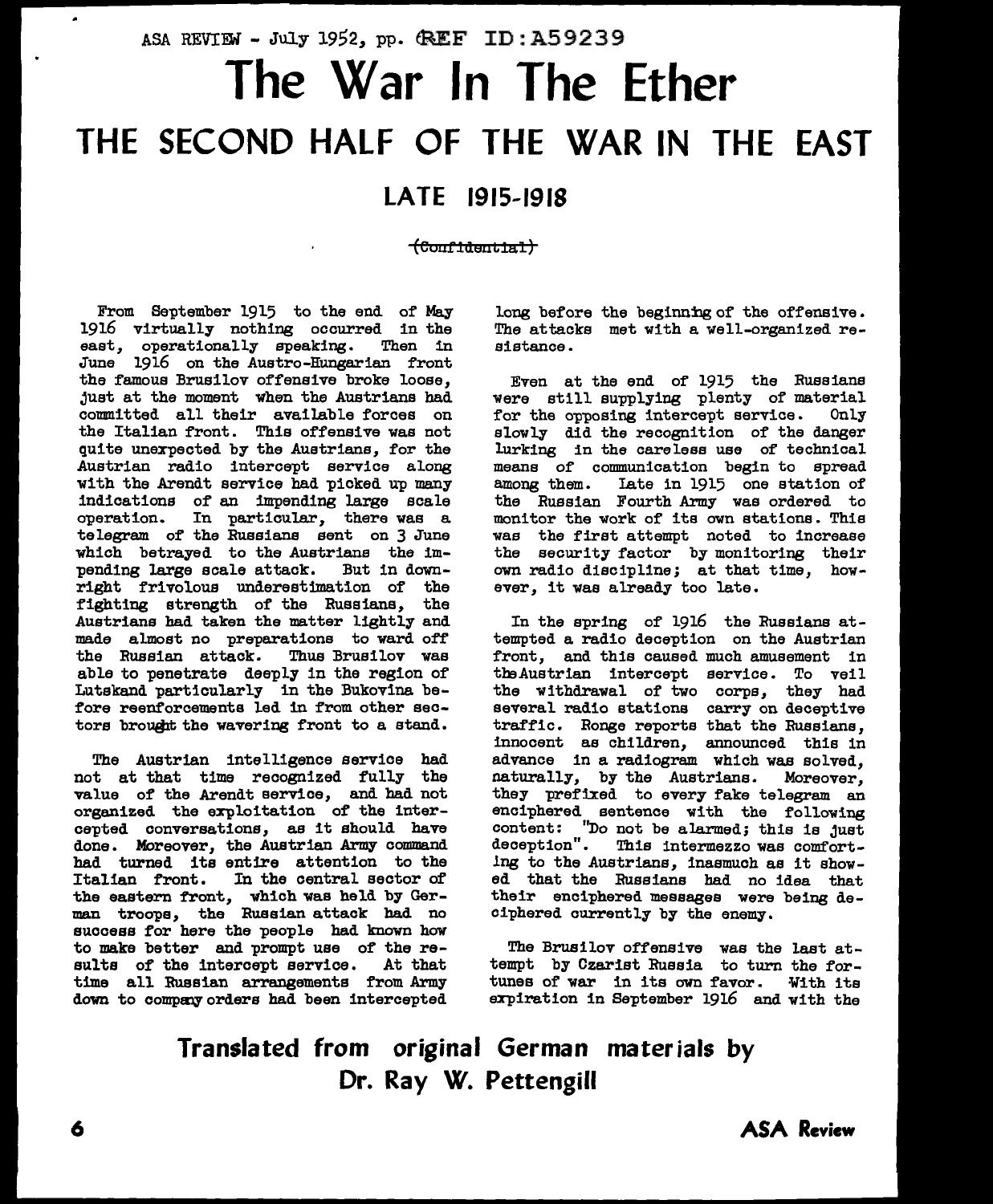ASA REVIEW - July 1952, pp. REF ID:A59239

# The War In The Ether

## THE SECOND HALF OF THE WAR IN THE EAST

### LATE 1915-1918

~~(Confidential)~~

From September 1915 to the end of May 1916 virtually nothing occurred in the east, operationally speaking. Then in June 1916 on the Austro-Hungarian front the famous Brusilov offensive broke loose, just at the moment when the Austrians had committed all their available forces on the Italian front. This offensive was not quite unexpected by the Austrians, for the Austrian radio intercept service along with the Arendt service had picked up many indications of an impending large scale operation. In particular, there was a telegram of the Russians sent on 3 June which betrayed to the Austrians the impending large scale attack. But in downright frivolous underestimation of the fighting strength of the Russians, the Austrians had taken the matter lightly and made almost no preparations to ward off the Russian attack. Thus Brusilov was able to penetrate deeply in the region of Lutskand particularly in the Bukovina before reenforcements led in from other sectors brought the wavering front to a stand.

The Austrian intelligence service had not at that time recognized fully the value of the Arendt service, and had not organized the exploitation of the intercepted conversations, as it should have done. Moreover, the Austrian Army command had turned its entire attention to the Italian front. In the central sector of the eastern front, which was held by German troops, the Russian attack had no success for here the people had known how to make better and prompt use of the results of the intercept service. At that time all Russian arrangements from Army down to company orders had been intercepted long before the beginning of the offensive. The attacks met with a well-organized resistance.

Even at the end of 1915 the Russians were still supplying plenty of material for the opposing intercept service. Only slowly did the recognition of the danger lurking in the careless use of technical means of communication begin to spread among them. Late in 1915 one station of the Russian Fourth Army was ordered to monitor the work of its own stations. This was the first attempt noted to increase the security factor by monitoring their own radio discipline; at that time, however, it was already too late.

In the spring of 1916 the Russians attempted a radio deception on the Austrian front, and this caused much amusement in the Austrian intercept service. To veil the withdrawal of two corps, they had several radio stations carry on deceptive traffic. Ronge reports that the Russians, innocent as children, announced this in advance in a radiogram which was solved, naturally, by the Austrians. Moreover, they prefixed to every fake telegram an enciphered sentence with the following content: "Do not be alarmed; this is just deception". This intermezzo was comforting to the Austrians, inasmuch as it showed that the Russians had no idea that their enciphered messages were being deciphered currently by the enemy.

The Brusilov offensive was the last attempt by Czarist Russia to turn the fortunes of war in its own favor. With its expiration in September 1916 and with the

**Translated from original German materials by Dr. Ray W. Pettengill**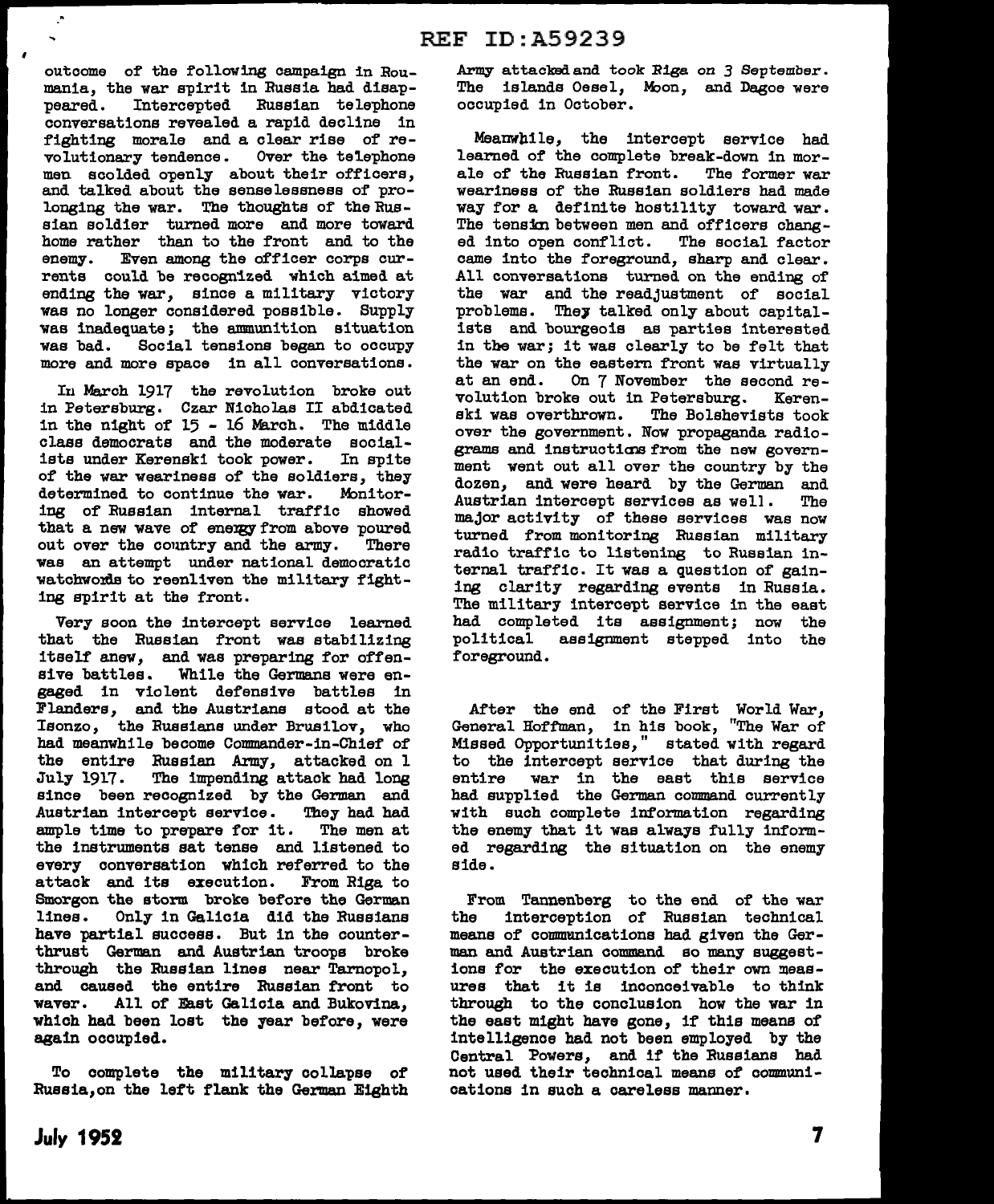outcome of the following campaign in Roumania, the war spirit in Russia had disappeared. Intercepted Russian telephone conversations revealed a rapid decline in fighting morale and a clear rise of revolutionary tendence. Over the telephone men scolded openly about their officers, and talked about the senselessness of prolonging the war. The thoughts of the Russian soldier turned more and more toward home rather than to the front and to the enemy. Even among the officer corps currents could be recognized which aimed at ending the war, since a military victory was no longer considered possible. Supply was inadequate; the ammunition situation was bad. Social tensions began to occupy more and more space in all conversations.

In March 1917 the revolution broke out in Petersburg. Czar Nicholas II abdicated in the night of 15 - 16 March. The middle class democrats and the moderate socialists under Kerenski took power. In spite of the war weariness of the soldiers, they determined to continue the war. Monitoring of Russian internal traffic showed that a new wave of energy from above poured out over the country and the army. There was an attempt under national democratic watchwords to reenliven the military fighting spirit at the front.

Very soon the intercept service learned that the Russian front was stabilizing itself anew, and was preparing for offensive battles. While the Germans were engaged in violent defensive battles in Flanders, and the Austrians stood at the Isonzo, the Russians under Brusilov, who had meanwhile become Commander-in-Chief of the entire Russian Army, attacked on 1 July 1917. The impending attack had long since been recognized by the German and Austrian intercept service. They had had ample time to prepare for it. The men at the instruments sat tense and listened to every conversation which referred to the attack and its execution. From Riga to Smorgon the storm broke before the German lines. Only in Galicia did the Russians have partial success. But in the counter-thrust German and Austrian troops broke through the Russian lines near Tarnopol, and caused the entire Russian front to waver. All of East Galicia and Bukovina, which had been lost the year before, were again occupied.

To complete the military collapse of Russia, on the left flank the German Eighth Army attacked and took Riga on 3 September. The islands Oesel, Moon, and Dagoe were occupied in October.

Meanwhile, the intercept service had learned of the complete break-down in morale of the Russian front. The former war weariness of the Russian soldiers had made way for a definite hostility toward war. The tension between men and officers changed into open conflict. The social factor came into the foreground, sharp and clear. All conversations turned on the ending of the war and the readjustment of social problems. They talked only about capitalists and bourgeois as parties interested in the war; it was clearly to be felt that the war on the eastern front was virtually at an end. On 7 November the second revolution broke out in Petersburg. Kerenski was overthrown. The Bolshevists took over the government. Now propaganda radiograms and instructions from the new government went out all over the country by the dozen, and were heard by the German and Austrian intercept services as well. The major activity of these services was now turned from monitoring Russian military radio traffic to listening to Russian internal traffic. It was a question of gaining clarity regarding events in Russia. The military intercept service in the east had completed its assignment; now the political assignment stepped into the foreground.

After the end of the First World War, General Hoffman, in his book, "The War of Missed Opportunities," stated with regard to the intercept service that during the entire war in the east this service had supplied the German command currently with such complete information regarding the enemy that it was always fully informed regarding the situation on the enemy side.

From Tannenberg to the end of the war the interception of Russian technical means of communications had given the German and Austrian command so many suggestions for the execution of their own measures that it is inconceivable to think through to the conclusion how the war in the east might have gone, if this means of intelligence had not been employed by the Central Powers, and if the Russians had not used their technical means of communications in such a careless manner.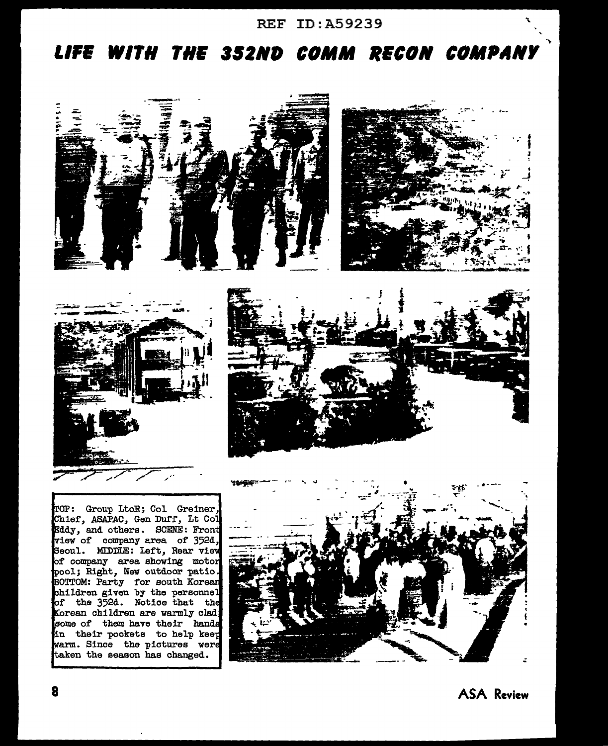# LIFE WITH THE 352ND COMM RECON COMPANY

TOP: Group LtoR; Col Greiner, Chief, ASAPAC, Gen Duff, Lt Col Eddy, and others. SCENE: Front view of company area of 352d, Seoul. MIDDLE: Left, Rear view of company area showing motor pool; Right, New outdoor patio. BOTTOM: Party for south Korean children given by the personnel of the 352d. Notice that the Korean children are warmly clad; some of them have their hands in their pockets to help keep warm. Since the pictures were taken the season has changed.